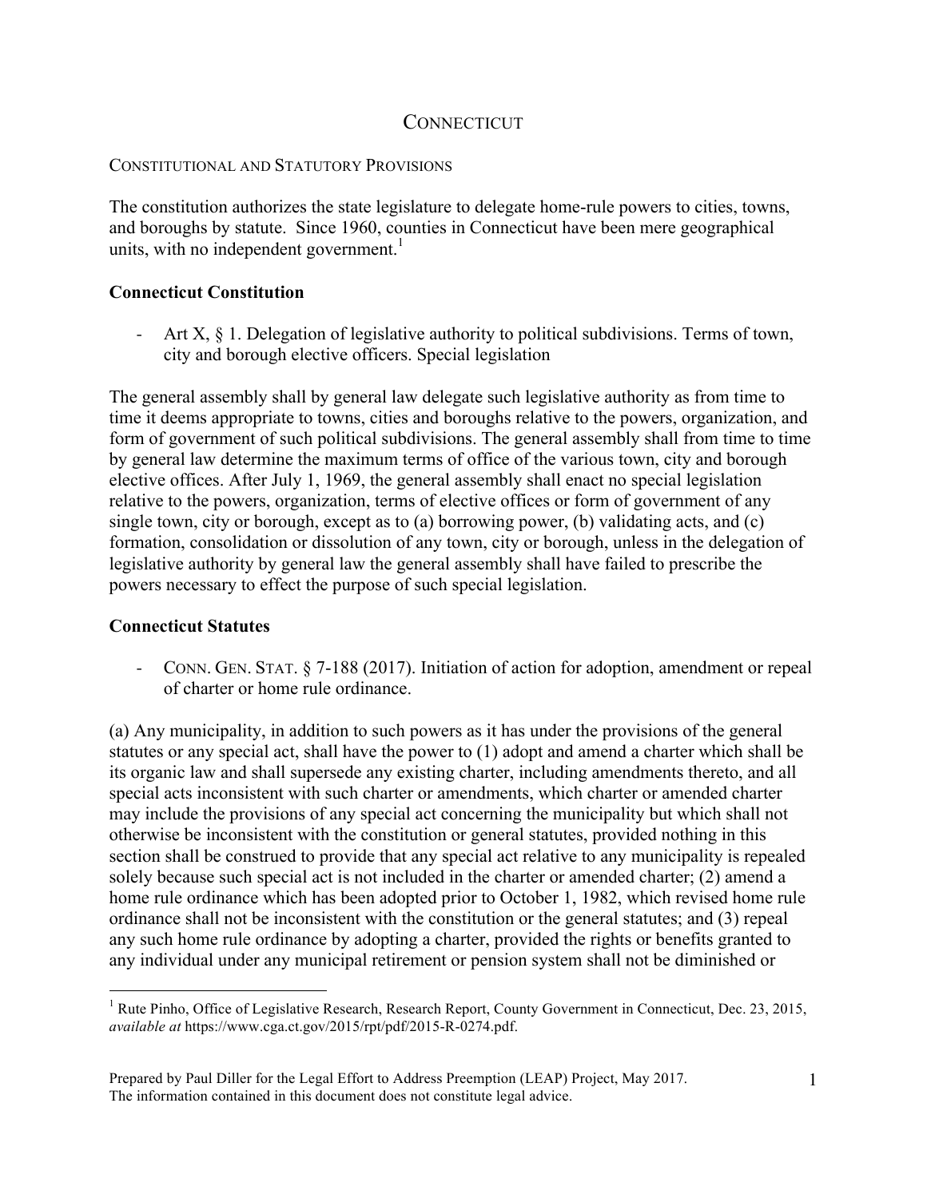# CONNECTICUT

## CONSTITUTIONAL AND STATUTORY PROVISIONS

The constitution authorizes the state legislature to delegate home-rule powers to cities, towns, and boroughs by statute. Since 1960, counties in Connecticut have been mere geographical units, with no independent government.[1]

### Connecticut Constitution

- Art X, § 1. Delegation of legislative authority to political subdivisions. Terms of town, city and borough elective officers. Special legislation

The general assembly shall by general law delegate such legislative authority as from time to time it deems appropriate to towns, cities and boroughs relative to the powers, organization, and form of government of such political subdivisions. The general assembly shall from time to time by general law determine the maximum terms of office of the various town, city and borough elective offices. After July 1, 1969, the general assembly shall enact no special legislation relative to the powers, organization, terms of elective offices or form of government of any single town, city or borough, except as to (a) borrowing power, (b) validating acts, and (c) formation, consolidation or dissolution of any town, city or borough, unless in the delegation of legislative authority by general law the general assembly shall have failed to prescribe the powers necessary to effect the purpose of such special legislation.

### Connecticut Statutes

- CONN. GEN. STAT. § 7-188 (2017). Initiation of action for adoption, amendment or repeal of charter or home rule ordinance.

(a) Any municipality, in addition to such powers as it has under the provisions of the general statutes or any special act, shall have the power to (1) adopt and amend a charter which shall be its organic law and shall supersede any existing charter, including amendments thereto, and all special acts inconsistent with such charter or amendments, which charter or amended charter may include the provisions of any special act concerning the municipality but which shall not otherwise be inconsistent with the constitution or general statutes, provided nothing in this section shall be construed to provide that any special act relative to any municipality is repealed solely because such special act is not included in the charter or amended charter; (2) amend a home rule ordinance which has been adopted prior to October 1, 1982, which revised home rule ordinance shall not be inconsistent with the constitution or the general statutes; and (3) repeal any such home rule ordinance by adopting a charter, provided the rights or benefits granted to any individual under any municipal retirement or pension system shall not be diminished or

---

[1] Rute Pinho, Office of Legislative Research, Research Report, County Government in Connecticut, Dec. 23, 2015, *available at* https://www.cga.ct.gov/2015/rpt/pdf/2015-R-0274.pdf.

Prepared by Paul Diller for the Legal Effort to Address Preemption (LEAP) Project, May 2017.
The information contained in this document does not constitute legal advice.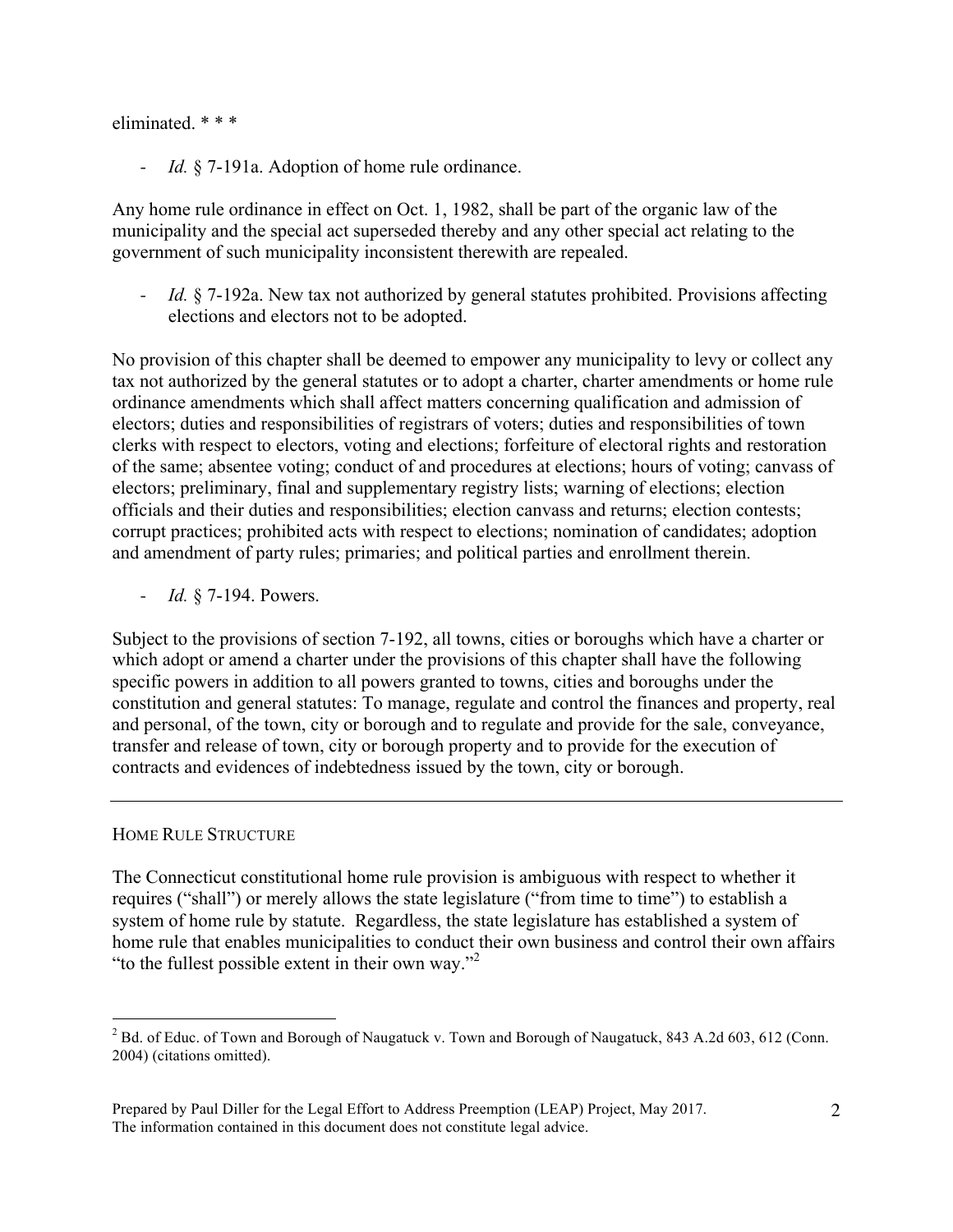eliminated. * * *

- *Id.* § 7-191a. Adoption of home rule ordinance.

Any home rule ordinance in effect on Oct. 1, 1982, shall be part of the organic law of the municipality and the special act superseded thereby and any other special act relating to the government of such municipality inconsistent therewith are repealed.

- *Id.* § 7-192a. New tax not authorized by general statutes prohibited. Provisions affecting elections and electors not to be adopted.

No provision of this chapter shall be deemed to empower any municipality to levy or collect any tax not authorized by the general statutes or to adopt a charter, charter amendments or home rule ordinance amendments which shall affect matters concerning qualification and admission of electors; duties and responsibilities of registrars of voters; duties and responsibilities of town clerks with respect to electors, voting and elections; forfeiture of electoral rights and restoration of the same; absentee voting; conduct of and procedures at elections; hours of voting; canvass of electors; preliminary, final and supplementary registry lists; warning of elections; election officials and their duties and responsibilities; election canvass and returns; election contests; corrupt practices; prohibited acts with respect to elections; nomination of candidates; adoption and amendment of party rules; primaries; and political parties and enrollment therein.

- *Id.* § 7-194. Powers.

Subject to the provisions of section 7-192, all towns, cities or boroughs which have a charter or which adopt or amend a charter under the provisions of this chapter shall have the following specific powers in addition to all powers granted to towns, cities and boroughs under the constitution and general statutes: To manage, regulate and control the finances and property, real and personal, of the town, city or borough and to regulate and provide for the sale, conveyance, transfer and release of town, city or borough property and to provide for the execution of contracts and evidences of indebtedness issued by the town, city or borough.

---

## HOME RULE STRUCTURE

The Connecticut constitutional home rule provision is ambiguous with respect to whether it requires ("shall") or merely allows the state legislature ("from time to time") to establish a system of home rule by statute. Regardless, the state legislature has established a system of home rule that enables municipalities to conduct their own business and control their own affairs "to the fullest possible extent in their own way."[2]

[2] Bd. of Educ. of Town and Borough of Naugatuck v. Town and Borough of Naugatuck, 843 A.2d 603, 612 (Conn. 2004) (citations omitted).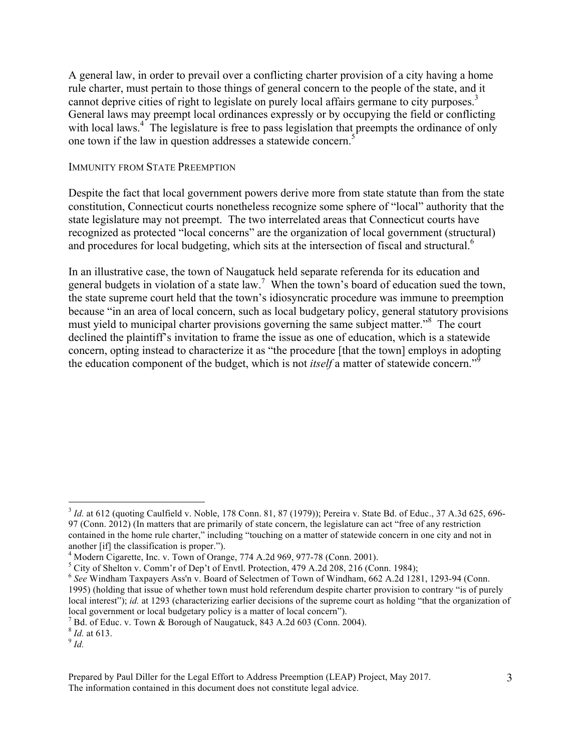A general law, in order to prevail over a conflicting charter provision of a city having a home rule charter, must pertain to those things of general concern to the people of the state, and it cannot deprive cities of right to legislate on purely local affairs germane to city purposes.[3] General laws may preempt local ordinances expressly or by occupying the field or conflicting with local laws.[4] The legislature is free to pass legislation that preempts the ordinance of only one town if the law in question addresses a statewide concern.[5]

## IMMUNITY FROM STATE PREEMPTION

Despite the fact that local government powers derive more from state statute than from the state constitution, Connecticut courts nonetheless recognize some sphere of "local" authority that the state legislature may not preempt. The two interrelated areas that Connecticut courts have recognized as protected "local concerns" are the organization of local government (structural) and procedures for local budgeting, which sits at the intersection of fiscal and structural.[6]

In an illustrative case, the town of Naugatuck held separate referenda for its education and general budgets in violation of a state law.[7] When the town's board of education sued the town, the state supreme court held that the town's idiosyncratic procedure was immune to preemption because "in an area of local concern, such as local budgetary policy, general statutory provisions must yield to municipal charter provisions governing the same subject matter."[8] The court declined the plaintiff's invitation to frame the issue as one of education, which is a statewide concern, opting instead to characterize it as "the procedure [that the town] employs in adopting the education component of the budget, which is not *itself* a matter of statewide concern."[9]

---

[3] *Id.* at 612 (quoting Caulfield v. Noble, 178 Conn. 81, 87 (1979)); Pereira v. State Bd. of Educ., 37 A.3d 625, 696-97 (Conn. 2012) (In matters that are primarily of state concern, the legislature can act "free of any restriction contained in the home rule charter," including "touching on a matter of statewide concern in one city and not in another [if] the classification is proper.").

[4] Modern Cigarette, Inc. v. Town of Orange, 774 A.2d 969, 977-78 (Conn. 2001).

[5] City of Shelton v. Comm'r of Dep't of Envtl. Protection, 479 A.2d 208, 216 (Conn. 1984);

[6] *See* Windham Taxpayers Ass'n v. Board of Selectmen of Town of Windham, 662 A.2d 1281, 1293-94 (Conn. 1995) (holding that issue of whether town must hold referendum despite charter provision to contrary "is of purely local interest"); *id.* at 1293 (characterizing earlier decisions of the supreme court as holding "that the organization of local government or local budgetary policy is a matter of local concern").

[7] Bd. of Educ. v. Town & Borough of Naugatuck, 843 A.2d 603 (Conn. 2004).

[8] *Id.* at 613.

[9] *Id.*

Prepared by Paul Diller for the Legal Effort to Address Preemption (LEAP) Project, May 2017. The information contained in this document does not constitute legal advice.